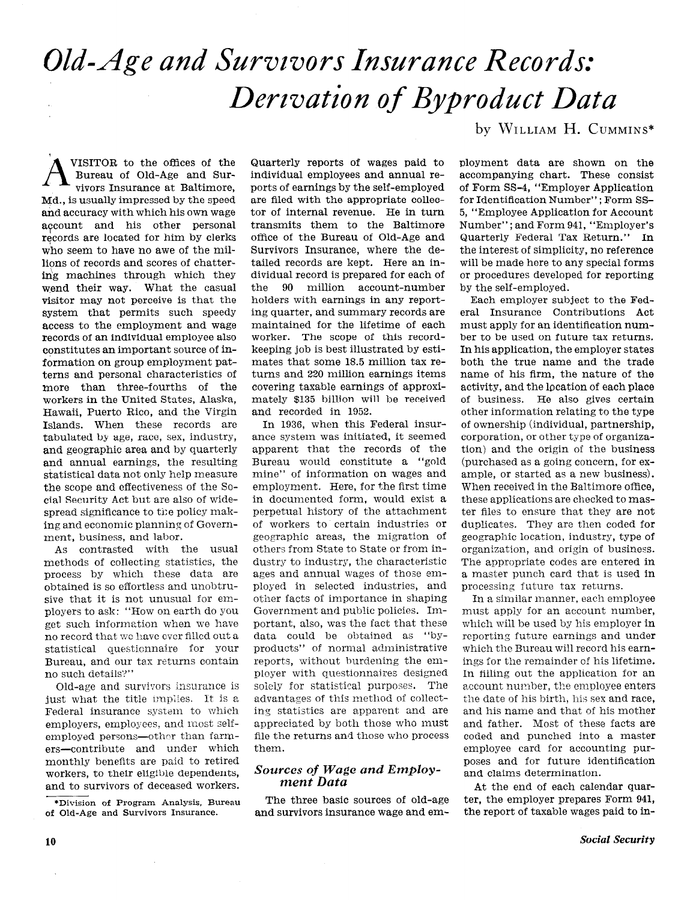# *Old-Age and Survivors Insurance Records: Derivation of Byproduct Data*

by WILLIAM H. CUMMINS*

A VISITOR to the offices of the Bureau of Old-Age and Survivors Insurance at Baltimore, Md., is usually impressed by the speed and accuracy with which his own wage account and his other personal records are located for him by clerks who seem to have no awe of the millions of records and scores of chattering machines through which they wend their way. What the casual visitor may not perceive is that the system that permits such speedy access to the employment and wage records of an individual employee also constitutes an important source of information on group employment patterns and personal characteristics of more than three-fourths of the workers in the United States, Alaska, Hawaii, Puerto Rico, and the Virgin Islands. When these records are tabulated by age, race, sex, industry, and geographic area and by quarterly and annual earnings, the resulting statistical data not only help measure the scope and effectiveness of the Social Security Act but are also of widespread significance to the policy making and economic planning of Government, business, and labor.

As contrasted with the usual methods of collecting statistics, the process by which these data are obtained is so effortless and unobtrusive that it is not unusual for employers to ask: "How on earth do you get such information when we have no record that we have ever filled out a statistical questionnaire for your Bureau, and our tax returns contain no such details?"

Old-age and survivors insurance is just what the title implies. It is a Federal insurance system to which employers, employees, and most self-employed persons—other than farmers—contribute and under which monthly benefits are paid to retired workers, to their eligible dependents, and to survivors of deceased workers. Quarterly reports of wages paid to individual employees and annual reports of earnings by the self-employed are filed with the appropriate collector of internal revenue. He in turn transmits them to the Baltimore office of the Bureau of Old-Age and Survivors Insurance, where the detailed records are kept. Here an individual record is prepared for each of the 90 million account-number holders with earnings in any reporting quarter, and summary records are maintained for the lifetime of each worker. The scope of this record-keeping job is best illustrated by estimates that some 18.5 million tax returns and 220 million earnings items covering taxable earnings of approximately $135 billion will be received and recorded in 1952.

In 1936, when this Federal insurance system was initiated, it seemed apparent that the records of the Bureau would constitute a "gold mine" of information on wages and employment. Here, for the first time in documented form, would exist a perpetual history of the attachment of workers to certain industries or geographic areas, the migration of others from State to State or from industry to industry, the characteristic ages and annual wages of those employed in selected industries, and other facts of importance in shaping Government and public policies. Important, also, was the fact that these data could be obtained as "byproducts" of normal administrative reports, without burdening the employer with questionnaires designed solely for statistical purposes. The advantages of this method of collecting statistics are apparent and are appreciated by both those who must file the returns and those who process them.

## *Sources of Wage and Employment Data*

The three basic sources of old-age and survivors insurance wage and employment data are shown on the accompanying chart. These consist of Form SS-4, "Employer Application for Identification Number"; Form SS-5, "Employee Application for Account Number"; and Form 941, "Employer's Quarterly Federal Tax Return." In the interest of simplicity, no reference will be made here to any special forms or procedures developed for reporting by the self-employed.

Each employer subject to the Federal Insurance Contributions Act must apply for an identification number to be used on future tax returns. In his application, the employer states both the true name and the trade name of his firm, the nature of the activity, and the location of each place of business. He also gives certain other information relating to the type of ownership (individual, partnership, corporation, or other type of organization) and the origin of the business (purchased as a going concern, for example, or started as a new business). When received in the Baltimore office, these applications are checked to master files to ensure that they are not duplicates. They are then coded for geographic location, industry, type of organization, and origin of business. The appropriate codes are entered in a master punch card that is used in processing future tax returns.

In a similar manner, each employee must apply for an account number, which will be used by his employer in reporting future earnings and under which the Bureau will record his earnings for the remainder of his lifetime. In filling out the application for an account number, the employee enters the date of his birth, his sex and race, and his name and that of his mother and father. Most of these facts are coded and punched into a master employee card for accounting purposes and for future identification and claims determination.

At the end of each calendar quarter, the employer prepares Form 941, the report of taxable wages paid to in-

*Division of Program Analysis, Bureau of Old-Age and Survivors Insurance.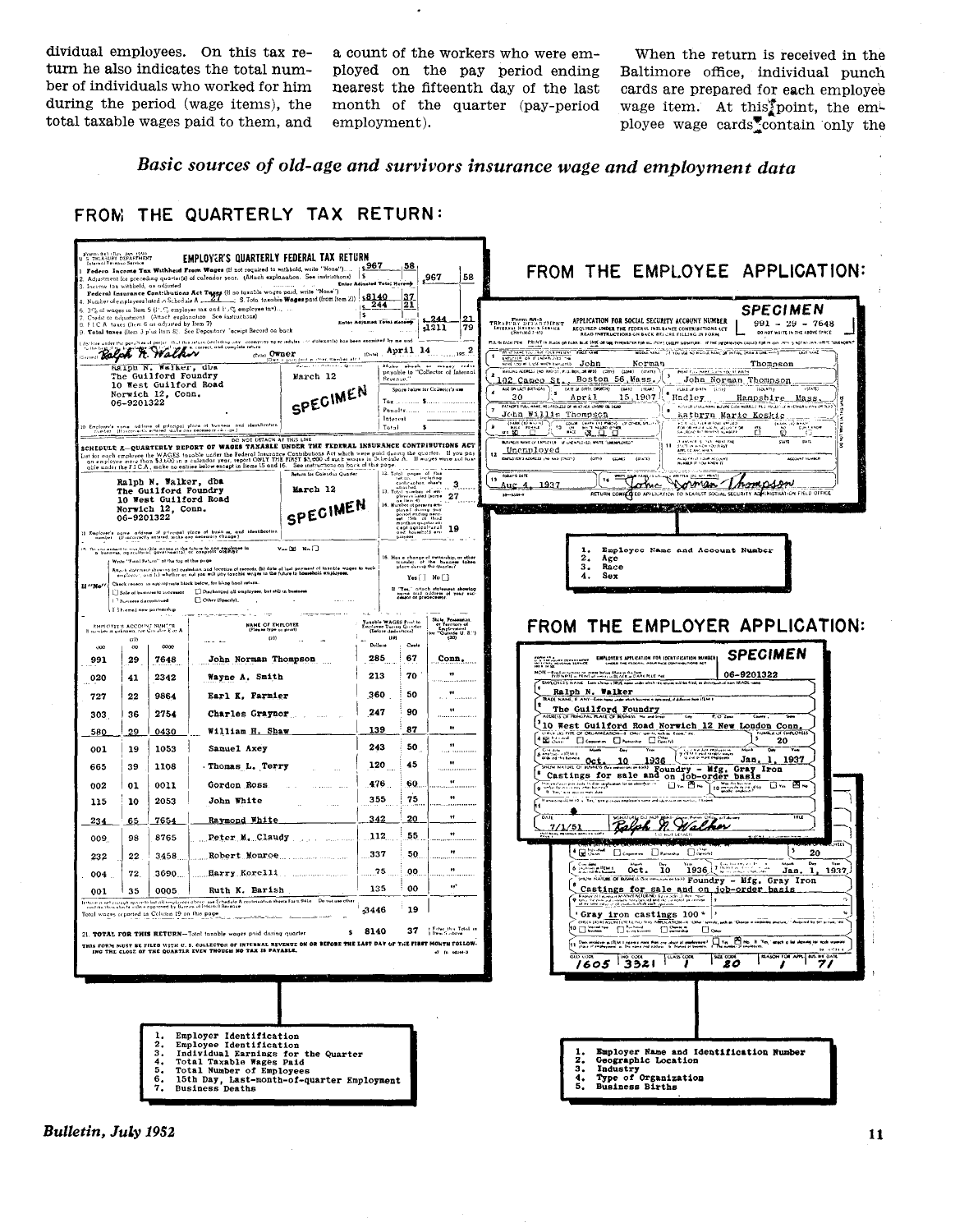dividual employees. On this tax return he also indicates the total number of individuals who worked for him during the period (wage items), the total taxable wages paid to them, and a count of the workers who were employed on the pay period ending nearest the fifteenth day of the last month of the quarter (pay-period employment).

When the return is received in the Baltimore office, individual punch cards are prepared for each employee wage item. At this point, the employee wage cards contain only the

### *Basic sources of old-age and survivors insurance wage and employment data*

## FROM THE QUARTERLY TAX RETURN:

**EMPLOYER'S QUARTERLY FEDERAL TAX RETURN**

1. Federal Income Tax Withheld From Wages — $967.58
2. Adjustment (re preceding quarter(s) of calendar year) — Enter Adjusted Total Here — $967.58
3. Federal Insurance Contributions Act Taxes
4. Number of employees listed in Schedule A — 27
5. Total taxable Wages paid (from Item 21) — $8140.37
6. 3% of wages in Item 5 — $244.21
7. Credit or adjustment
8. F.I.C.A. taxes (Item 6 as adjusted by Item 7) — Enter Adjusted Total Here — $244.21
9. Total taxes (Item 3 plus Item 8) — $1211.79

Signed: Ralph N. Walker — Title: Owner — Date: April 14, 195 2

Ralph N. Walker, dba
The Guilford Foundry
10 West Guilford Road
Norwich 12, Conn.
06-9201322

March 12

SPECIMEN

**SCHEDULE A—QUARTERLY REPORT OF WAGES TAXABLE UNDER THE FEDERAL INSURANCE CONTRIBUTIONS ACT**

Ralph N. Walker, dba
The Guilford Foundry
10 West Guilford Road
Norwich 12, Conn.
06-9201322

March 12

SPECIMEN

12. Total pages of this return — 3
13. Total number of employees listed — 27
14. Number of persons employed during pay period ending nearest 15th day of third month in quarter — 19

| Employee's Account Number | | | Name of Employee | Taxable Wages Paid to Employee During Quarter (Dollars) | (Cents) | State, Possession or Territory of Employment |
|---|---|---|---|---|---|---|
| 991 | 29 | 7648 | John Norman Thompson | 285 | 67 | Conn. |
| 020 | 41 | 2342 | Wayne A. Smith | 213 | 70 | " |
| 727 | 22 | 9864 | Earl K. Farmier | 360 | 50 | " |
| 303 | 36 | 2754 | Charles Graynor | 247 | 90 | " |
| 580 | 29 | 0430 | William H. Shaw | 139 | 87 | " |
| 001 | 19 | 1053 | Samuel Axey | 243 | 50 | " |
| 665 | 39 | 1108 | Thomas L. Terry | 120 | 45 | " |
| 002 | 01 | 0011 | Gordon Ross | 476 | 60 | " |
| 115 | 10 | 2053 | John White | 355 | 75 | " |
| 234 | 65 | 7654 | Raymond White | 342 | 20 | " |
| 009 | 98 | 8765 | Peter M. Claudy | 112 | 55 | " |
| 232 | 22 | 3458 | Robert Monroe | 337 | 50 | " |
| 004 | 72 | 3690 | Harry Korelli | 75 | 00 | " |
| 001 | 35 | 0005 | Ruth K. Barish | 135 | 00 | " |
| | | | Total wages reported in Column 19 on this page | 3446 | 19 | |

21. TOTAL FOR THIS RETURN—Total taxable wages paid during quarter — $ 8140 37

THIS FORM MUST BE FILED WITH U. S. COLLECTOR OF INTERNAL REVENUE ON OR BEFORE THE LAST DAY OF THE FIRST MONTH FOLLOWING THE CLOSE OF THE QUARTER EVEN THOUGH NO TAX IS PAYABLE.

1. Employer Identification
2. Employee Identification
3. Individual Earnings for the Quarter
4. Total Taxable Wages Paid
5. Total Number of Employees
6. 15th Day, Last-month-of-quarter Employment
7. Business Deaths

## FROM THE EMPLOYEE APPLICATION:

**APPLICATION FOR SOCIAL SECURITY ACCOUNT NUMBER** — SPECIMEN — 991 - 29 - 7648

1. John Norman Thompson
2. 102 Canco St., Boston 56, Mass.
3. John Norman Thompson
4. Age on last birthday: 30
5. Date of birth: April 15, 1907
6. Place of birth: Hadley, Hampshire, Mass.
7. Father's full name: John Willis Thompson
8. Mother's full name: Kathryn Marie Koskie
12. Unemployed
13. Today's date: Aug. 4, 1937
14. Signature: John Norman Thompson

1. Employee Name and Account Number
2. Age
3. Race
4. Sex

## FROM THE EMPLOYER APPLICATION:

**EMPLOYER'S APPLICATION FOR IDENTIFICATION NUMBER** — SPECIMEN — 06-9201322

1. Ralph N. Walker
2. The Guilford Foundry
3. 10 West Guilford Road Norwich 12 New London Conn.
4. Type of organization: Individual — Number of employees: 20
5. Oct. 10, 1936
7. Jan. 1, 1937
8. Foundry - Mfg. Gray Iron Castings for sale and on job-order basis

Date: 7/1/51 — Signature: Ralph N. Walker

Castings for sale and on job-order basis

Gray iron castings 100%

| OLD CODE | IND. CODE | CLASS CODE | SIZE CODE | REASON FOR APPL. | BUS. BIR DATE |
|---|---|---|---|---|---|
| 1605 | 3321 | 1 | 20 | 1 | 71 |

1. Employer Name and Identification Number
2. Geographic Location
3. Industry
4. Type of Organization
5. Business Births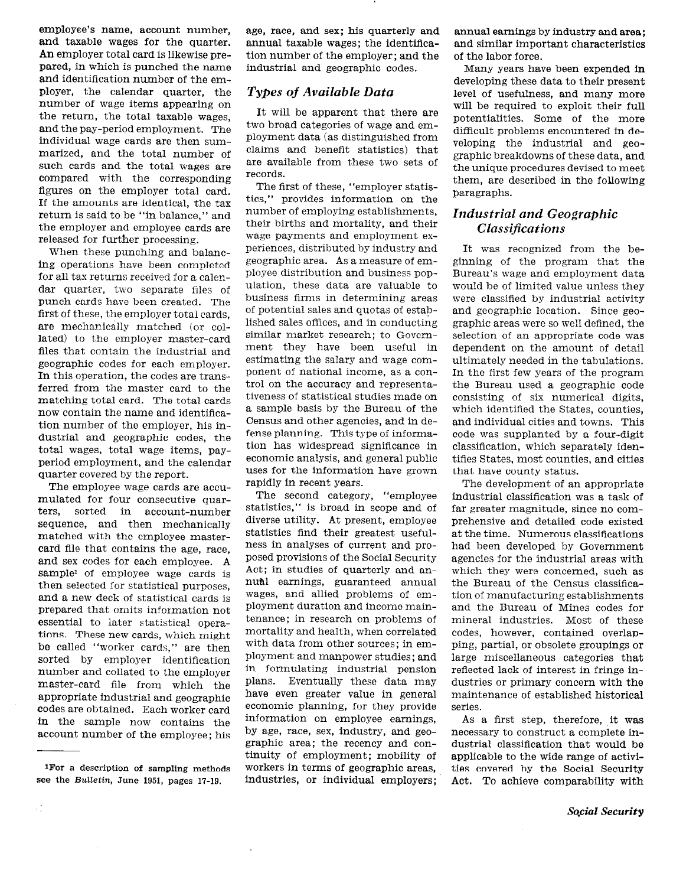employee's name, account number, and taxable wages for the quarter. An employer total card is likewise prepared, in which is punched the name and identification number of the employer, the calendar quarter, the number of wage items appearing on the return, the total taxable wages, and the pay-period employment. The individual wage cards are then summarized, and the total number of such cards and the total wages are compared with the corresponding figures on the employer total card. If the amounts are identical, the tax return is said to be "in balance," and the employer and employee cards are released for further processing.

When these punching and balancing operations have been completed for all tax returns received for a calendar quarter, two separate files of punch cards have been created. The first of these, the employer total cards, are mechanically matched (or collated) to the employer master-card files that contain the industrial and geographic codes for each employer. In this operation, the codes are transferred from the master card to the matching total card. The total cards now contain the name and identification number of the employer, his industrial and geographic codes, the total wages, total wage items, pay-period employment, and the calendar quarter covered by the report.

The employee wage cards are accumulated for four consecutive quarters, sorted in account-number sequence, and then mechanically matched with the employee master-card file that contains the age, race, and sex codes for each employee. A sample[1] of employee wage cards is then selected for statistical purposes, and a new deck of statistical cards is prepared that omits information not essential to later statistical operations. These new cards, which might be called "worker cards," are then sorted by employer identification number and collated to the employer master-card file from which the appropriate industrial and geographic codes are obtained. Each worker card in the sample now contains the account number of the employee; his age, race, and sex; his quarterly and annual taxable wages; the identification number of the employer; and the industrial and geographic codes.

## Types of Available Data

It will be apparent that there are two broad categories of wage and employment data (as distinguished from claims and benefit statistics) that are available from these two sets of records.

The first of these, "employer statistics," provides information on the number of employing establishments, their births and mortality, and their wage payments and employment experiences, distributed by industry and geographic area. As a measure of employee distribution and business population, these data are valuable to business firms in determining areas of potential sales and quotas of established sales offices, and in conducting similar market research; to Government they have been useful in estimating the salary and wage component of national income, as a control on the accuracy and representativeness of statistical studies made on a sample basis by the Bureau of the Census and other agencies, and in defense planning. This type of information has widespread significance in economic analysis, and general public uses for the information have grown rapidly in recent years.

The second category, "employee statistics," is broad in scope and of diverse utility. At present, employee statistics find their greatest usefulness in analyses of current and proposed provisions of the Social Security Act; in studies of quarterly and annual earnings, guaranteed annual wages, and allied problems of employment duration and income maintenance; in research on problems of mortality and health, when correlated with data from other sources; in employment and manpower studies; and in formulating industrial pension plans. Eventually these data may have even greater value in general economic planning, for they provide information on employee earnings, by age, race, sex, industry, and geographic area; the recency and continuity of employment; mobility of workers in terms of geographic areas, industries, or individual employers; annual earnings by industry and area; and similar important characteristics of the labor force.

Many years have been expended in developing these data to their present level of usefulness, and many more will be required to exploit their full potentialities. Some of the more difficult problems encountered in developing the industrial and geographic breakdowns of these data, and the unique procedures devised to meet them, are described in the following paragraphs.

## Industrial and Geographic Classifications

It was recognized from the beginning of the program that the Bureau's wage and employment data would be of limited value unless they were classified by industrial activity and geographic location. Since geographic areas were so well defined, the selection of an appropriate code was dependent on the amount of detail ultimately needed in the tabulations. In the first few years of the program the Bureau used a geographic code consisting of six numerical digits, which identified the States, counties, and individual cities and towns. This code was supplanted by a four-digit classification, which separately identifies States, most counties, and cities that have county status.

The development of an appropriate industrial classification was a task of far greater magnitude, since no comprehensive and detailed code existed at the time. Numerous classifications had been developed by Government agencies for the industrial areas with which they were concerned, such as the Bureau of the Census classification of manufacturing establishments and the Bureau of Mines codes for mineral industries. Most of these codes, however, contained overlapping, partial, or obsolete groupings or large miscellaneous categories that reflected lack of interest in fringe industries or primary concern with the maintenance of established historical series.

As a first step, therefore, it was necessary to construct a complete industrial classification that would be applicable to the wide range of activities covered by the Social Security Act. To achieve comparability with

[1] For a description of sampling methods see the *Bulletin*, June 1951, pages 17-19.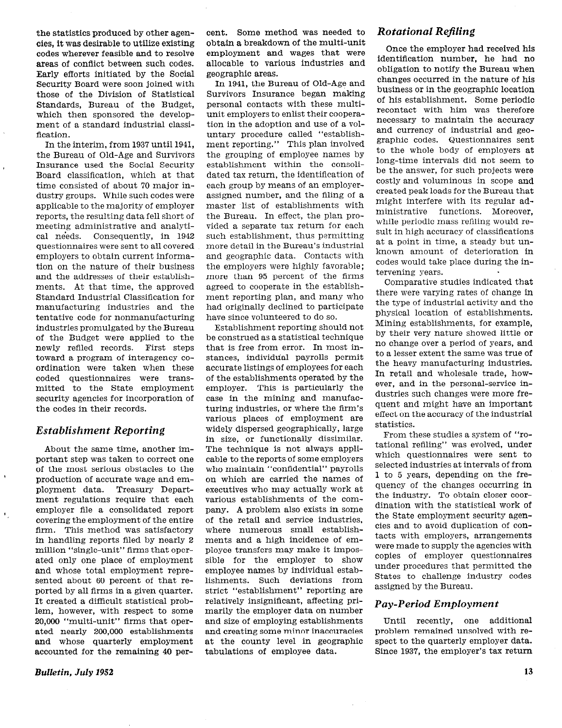the statistics produced by other agencies, it was desirable to utilize existing codes wherever feasible and to resolve areas of conflict between such codes. Early efforts initiated by the Social Security Board were soon joined with those of the Division of Statistical Standards, Bureau of the Budget, which then sponsored the development of a standard industrial classification.

In the interim, from 1937 until 1941, the Bureau of Old-Age and Survivors Insurance used the Social Security Board classification, which at that time consisted of about 70 major industry groups. While such codes were applicable to the majority of employer reports, the resulting data fell short of meeting administrative and analytical needs. Consequently, in 1942 questionnaires were sent to all covered employers to obtain current information on the nature of their business and the addresses of their establishments. At that time, the approved Standard Industrial Classification for manufacturing industries and the tentative code for nonmanufacturing industries promulgated by the Bureau of the Budget were applied to the newly refiled records. First steps toward a program of interagency coordination were taken when these coded questionnaires were transmitted to the State employment security agencies for incorporation of the codes in their records.

## *Establishment Reporting*

About the same time, another important step was taken to correct one of the most serious obstacles to the production of accurate wage and employment data. Treasury Department regulations require that each employer file a consolidated report covering the employment of the entire firm. This method was satisfactory in handling reports filed by nearly 2 million "single-unit" firms that operated only one place of employment and whose total employment represented about 60 percent of that reported by all firms in a given quarter. It created a difficult statistical problem, however, with respect to some 20,000 "multi-unit" firms that operated nearly 200,000 establishments and whose quarterly employment accounted for the remaining 40 percent. Some method was needed to obtain a breakdown of the multi-unit employment and wages that were allocable to various industries and geographic areas.

In 1941, the Bureau of Old-Age and Survivors Insurance began making personal contacts with these multi-unit employers to enlist their cooperation in the adoption and use of a voluntary procedure called "establishment reporting." This plan involved the grouping of employee names by establishment within the consolidated tax return, the identification of each group by means of an employer-assigned number, and the filing of a master list of establishments with the Bureau. In effect, the plan provided a separate tax return for each such establishment, thus permitting more detail in the Bureau's industrial and geographic data. Contacts with the employers were highly favorable; more than 95 percent of the firms agreed to cooperate in the establishment reporting plan, and many who had originally declined to participate have since volunteered to do so.

Establishment reporting should not be construed as a statistical technique that is free from error. In most instances, individual payrolls permit accurate listings of employees for each of the establishments operated by the employer. This is particularly the case in the mining and manufacturing industries, or where the firm's various places of employment are widely dispersed geographically, large in size, or functionally dissimilar. The technique is not always applicable to the reports of some employers who maintain "confidential" payrolls on which are carried the names of executives who may actually work at various establishments of the company. A problem also exists in some of the retail and service industries, where numerous small establishments and a high incidence of employee transfers may make it impossible for the employer to show employee names by individual establishments. Such deviations from strict "establishment" reporting are relatively insignificant, affecting primarily the employer data on number and size of employing establishments and creating some minor inaccuracies at the county level in geographic tabulations of employee data.

## *Rotational Refiling*

Once the employer had received his identification number, he had no obligation to notify the Bureau when changes occurred in the nature of his business or in the geographic location of his establishment. Some periodic recontact with him was therefore necessary to maintain the accuracy and currency of industrial and geographic codes. Questionnaires sent to the whole body of employers at long-time intervals did not seem to be the answer, for such projects were costly and voluminous in scope and created peak loads for the Bureau that might interfere with its regular administrative functions. Moreover, while periodic mass refiling would result in high accuracy of classifications at a point in time, a steady but unknown amount of deterioration in codes would take place during the intervening years.

Comparative studies indicated that there were varying rates of change in the type of industrial activity and the physical location of establishments. Mining establishments, for example, by their very nature showed little or no change over a period of years, and to a lesser extent the same was true of the heavy manufacturing industries. In retail and wholesale trade, however, and in the personal-service industries such changes were more frequent and might have an important effect on the accuracy of the industrial statistics.

From these studies a system of "rotational refiling" was evolved, under which questionnaires were sent to selected industries at intervals of from 1 to 5 years, depending on the frequency of the changes occurring in the industry. To obtain closer coordination with the statistical work of the State employment security agencies and to avoid duplication of contacts with employers, arrangements were made to supply the agencies with copies of employer questionnaires under procedures that permitted the States to challenge industry codes assigned by the Bureau.

## *Pay-Period Employment*

Until recently, one additional problem remained unsolved with respect to the quarterly employer data. Since 1937, the employer's tax return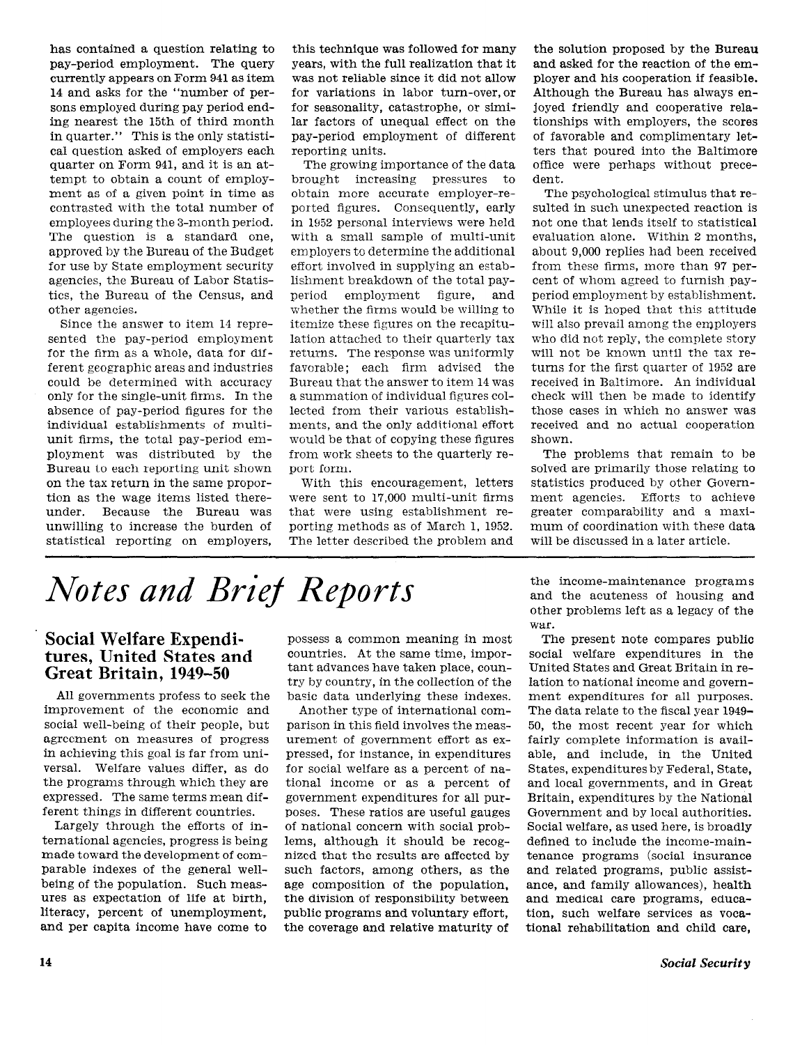has contained a question relating to pay-period employment. The query currently appears on Form 941 as item 14 and asks for the "number of persons employed during pay period ending nearest the 15th of third month in quarter." This is the only statistical question asked of employers each quarter on Form 941, and it is an attempt to obtain a count of employment as of a given point in time as contrasted with the total number of employees during the 3-month period. The question is a standard one, approved by the Bureau of the Budget for use by State employment security agencies, the Bureau of Labor Statistics, the Bureau of the Census, and other agencies.

Since the answer to item 14 represented the pay-period employment for the firm as a whole, data for different geographic areas and industries could be determined with accuracy only for the single-unit firms. In the absence of pay-period figures for the individual establishments of multi-unit firms, the total pay-period employment was distributed by the Bureau to each reporting unit shown on the tax return in the same proportion as the wage items listed thereunder. Because the Bureau was unwilling to increase the burden of statistical reporting on employers, this technique was followed for many years, with the full realization that it was not reliable since it did not allow for variations in labor turn-over, or for seasonality, catastrophe, or similar factors of unequal effect on the pay-period employment of different reporting units.

The growing importance of the data brought increasing pressures to obtain more accurate employer-reported figures. Consequently, early in 1952 personal interviews were held with a small sample of multi-unit employers to determine the additional effort involved in supplying an establishment breakdown of the total pay-period employment figure, and whether the firms would be willing to itemize these figures on the recapitulation attached to their quarterly tax returns. The response was uniformly favorable; each firm advised the Bureau that the answer to item 14 was a summation of individual figures collected from their various establishments, and the only additional effort would be that of copying these figures from work sheets to the quarterly report form.

With this encouragement, letters were sent to 17,000 multi-unit firms that were using establishment reporting methods as of March 1, 1952. The letter described the problem and the solution proposed by the Bureau and asked for the reaction of the employer and his cooperation if feasible. Although the Bureau has always enjoyed friendly and cooperative relationships with employers, the scores of favorable and complimentary letters that poured into the Baltimore office were perhaps without precedent.

The psychological stimulus that resulted in such unexpected reaction is not one that lends itself to statistical evaluation alone. Within 2 months, about 9,000 replies had been received from these firms, more than 97 percent of whom agreed to furnish pay-period employment by establishment. While it is hoped that this attitude will also prevail among the employers who did not reply, the complete story will not be known until the tax returns for the first quarter of 1952 are received in Baltimore. An individual check will then be made to identify those cases in which no answer was received and no actual cooperation shown.

The problems that remain to be solved are primarily those relating to statistics produced by other Government agencies. Efforts to achieve greater comparability and a maximum of coordination with these data will be discussed in a later article.

# *Notes and Brief Reports*

## Social Welfare Expenditures, United States and Great Britain, 1949–50

All governments profess to seek the improvement of the economic and social well-being of their people, but agreement on measures of progress in achieving this goal is far from universal. Welfare values differ, as do the programs through which they are expressed. The same terms mean different things in different countries.

Largely through the efforts of international agencies, progress is being made toward the development of comparable indexes of the general well-being of the population. Such measures as expectation of life at birth, literacy, percent of unemployment, and per capita income have come to possess a common meaning in most countries. At the same time, important advances have taken place, country by country, in the collection of the basic data underlying these indexes.

Another type of international comparison in this field involves the measurement of government effort as expressed, for instance, in expenditures for social welfare as a percent of national income or as a percent of government expenditures for all purposes. These ratios are useful gauges of national concern with social problems, although it should be recognized that the results are affected by such factors, among others, as the age composition of the population, the division of responsibility between public programs and voluntary effort, the coverage and relative maturity of the income-maintenance programs and the acuteness of housing and other problems left as a legacy of the war.

The present note compares public social welfare expenditures in the United States and Great Britain in relation to national income and government expenditures for all purposes. The data relate to the fiscal year 1949–50, the most recent year for which fairly complete information is available, and include, in the United States, expenditures by Federal, State, and local governments, and in Great Britain, expenditures by the National Government and by local authorities. Social welfare, as used here, is broadly defined to include the income-maintenance programs (social insurance and related programs, public assistance, and family allowances), health and medical care programs, education, such welfare services as vocational rehabilitation and child care,